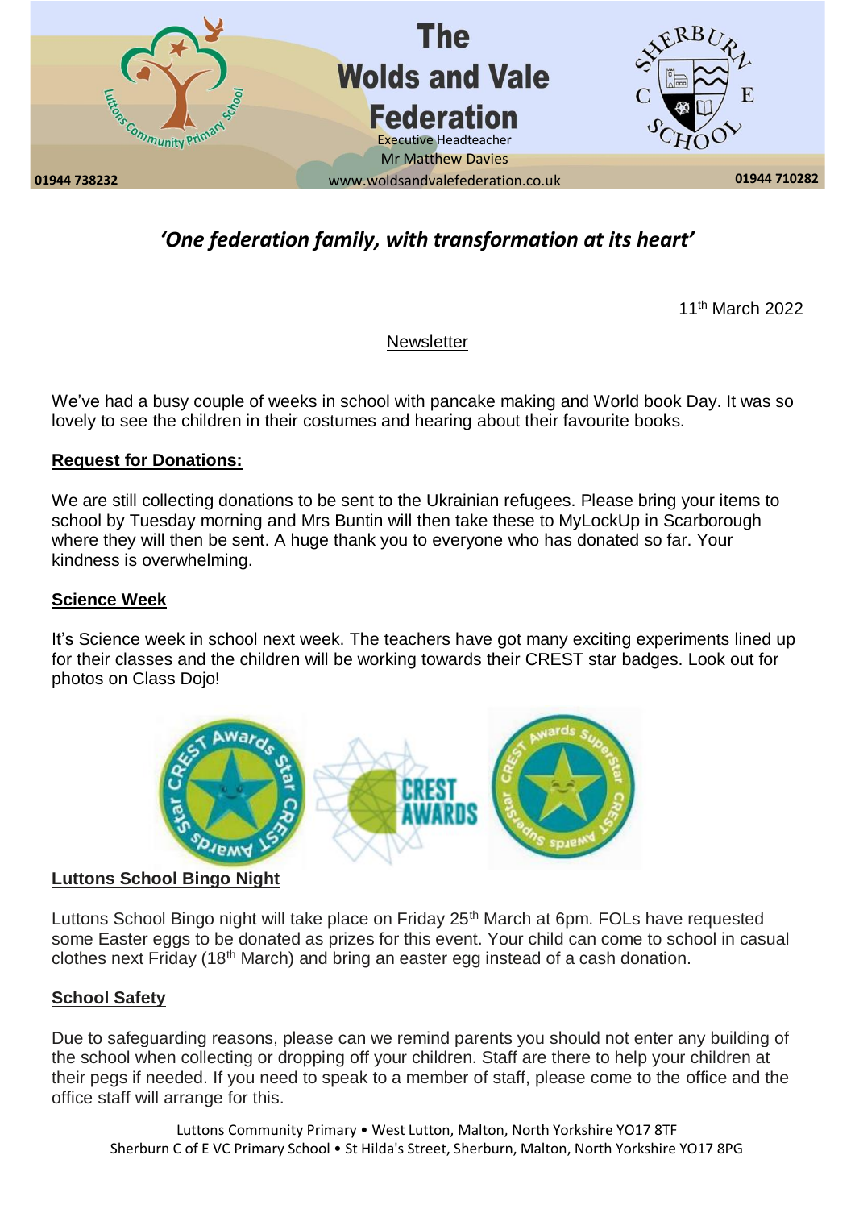# The Wolds and Vale Federation

Executive Headteacher
Mr Matthew Davies

01944 738232 | www.woldsandvalefederation.co.uk | 01944 710282

*'One federation family, with transformation at its heart'*

11th March 2022

Newsletter

We've had a busy couple of weeks in school with pancake making and World book Day. It was so lovely to see the children in their costumes and hearing about their favourite books.

## Request for Donations:

We are still collecting donations to be sent to the Ukrainian refugees. Please bring your items to school by Tuesday morning and Mrs Buntin will then take these to MyLockUp in Scarborough where they will then be sent. A huge thank you to everyone who has donated so far. Your kindness is overwhelming.

## Science Week

It's Science week in school next week. The teachers have got many exciting experiments lined up for their classes and the children will be working towards their CREST star badges. Look out for photos on Class Dojo!

## Luttons School Bingo Night

Luttons School Bingo night will take place on Friday 25th March at 6pm. FOLs have requested some Easter eggs to be donated as prizes for this event. Your child can come to school in casual clothes next Friday (18th March) and bring an easter egg instead of a cash donation.

## School Safety

Due to safeguarding reasons, please can we remind parents you should not enter any building of the school when collecting or dropping off your children. Staff are there to help your children at their pegs if needed. If you need to speak to a member of staff, please come to the office and the office staff will arrange for this.

Luttons Community Primary • West Lutton, Malton, North Yorkshire YO17 8TF
Sherburn C of E VC Primary School • St Hilda's Street, Sherburn, Malton, North Yorkshire YO17 8PG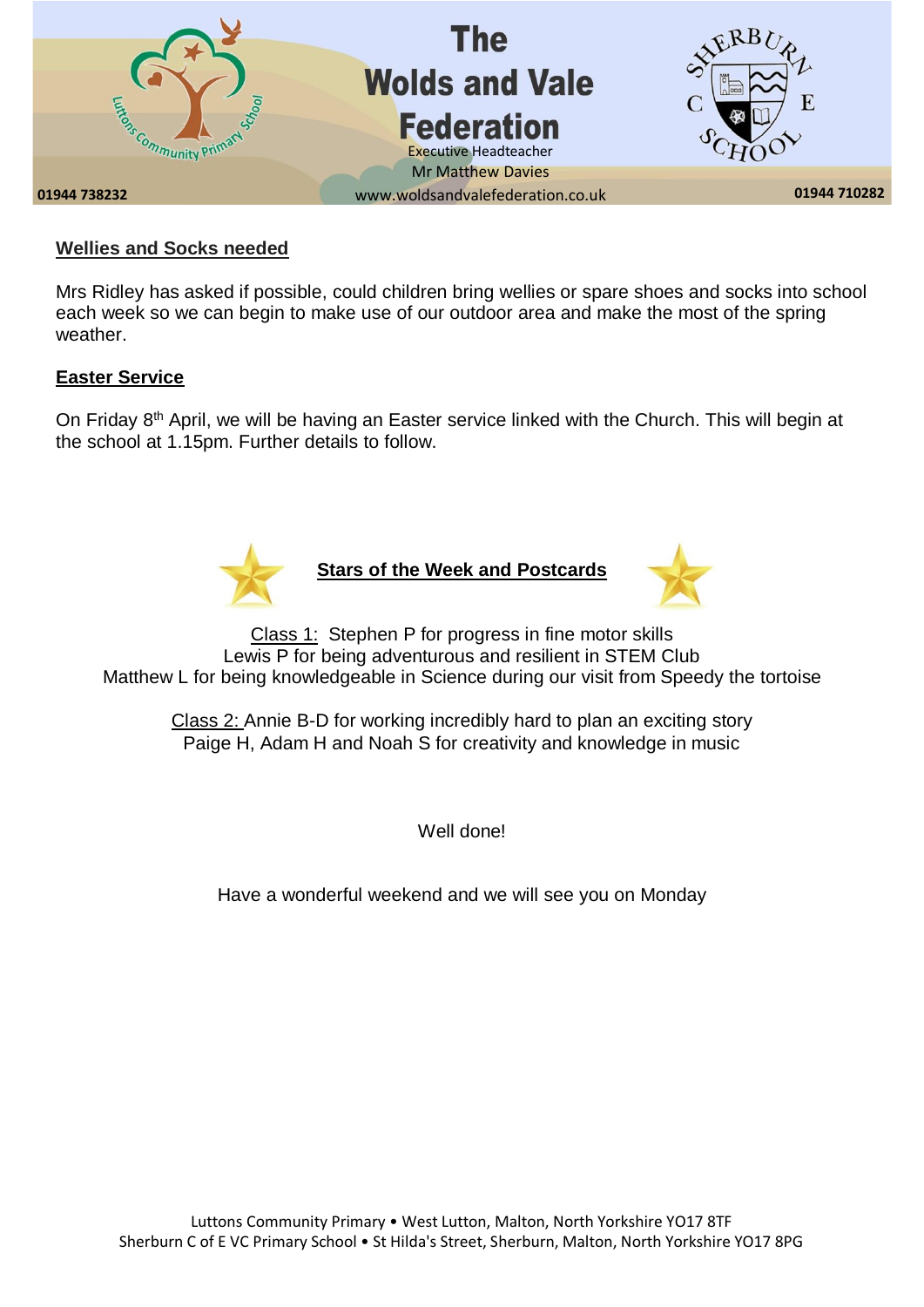**Wellies and Socks needed**

Mrs Ridley has asked if possible, could children bring wellies or spare shoes and socks into school each week so we can begin to make use of our outdoor area and make the most of the spring weather.

**Easter Service**

On Friday 8th April, we will be having an Easter service linked with the Church. This will begin at the school at 1.15pm. Further details to follow.

**Stars of the Week and Postcards**

Class 1: Stephen P for progress in fine motor skills
Lewis P for being adventurous and resilient in STEM Club
Matthew L for being knowledgeable in Science during our visit from Speedy the tortoise

Class 2: Annie B-D for working incredibly hard to plan an exciting story
Paige H, Adam H and Noah S for creativity and knowledge in music

Well done!

Have a wonderful weekend and we will see you on Monday